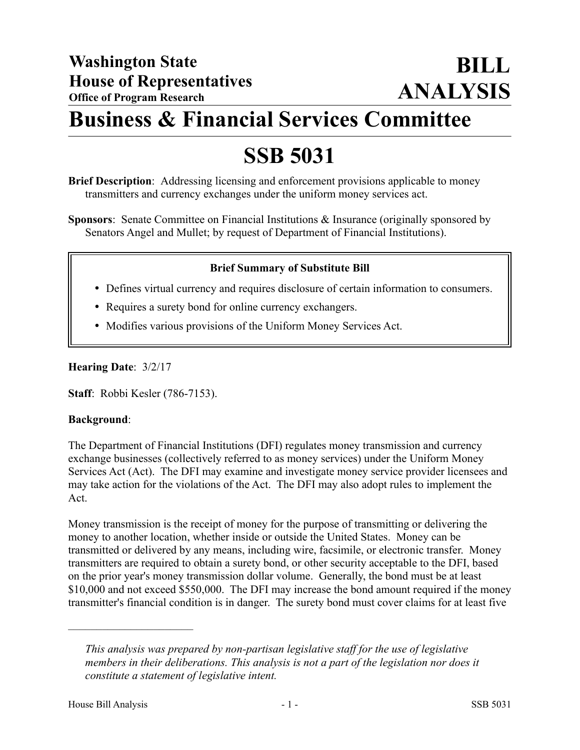**Washington State**
**House of Representatives**
**Office of Program Research**

# BILL ANALYSIS

# Business & Financial Services Committee

# SSB 5031

**Brief Description**: Addressing licensing and enforcement provisions applicable to money transmitters and currency exchanges under the uniform money services act.

**Sponsors**: Senate Committee on Financial Institutions & Insurance (originally sponsored by Senators Angel and Mullet; by request of Department of Financial Institutions).

**Brief Summary of Substitute Bill**

- Defines virtual currency and requires disclosure of certain information to consumers.
- Requires a surety bond for online currency exchangers.
- Modifies various provisions of the Uniform Money Services Act.

**Hearing Date**: 3/2/17

**Staff**: Robbi Kesler (786-7153).

**Background**:

The Department of Financial Institutions (DFI) regulates money transmission and currency exchange businesses (collectively referred to as money services) under the Uniform Money Services Act (Act). The DFI may examine and investigate money service provider licensees and may take action for the violations of the Act. The DFI may also adopt rules to implement the Act.

Money transmission is the receipt of money for the purpose of transmitting or delivering the money to another location, whether inside or outside the United States. Money can be transmitted or delivered by any means, including wire, facsimile, or electronic transfer. Money transmitters are required to obtain a surety bond, or other security acceptable to the DFI, based on the prior year's money transmission dollar volume. Generally, the bond must be at least $10,000 and not exceed $550,000. The DFI may increase the bond amount required if the money transmitter's financial condition is in danger. The surety bond must cover claims for at least five

---

*This analysis was prepared by non-partisan legislative staff for the use of legislative members in their deliberations. This analysis is not a part of the legislation nor does it constitute a statement of legislative intent.*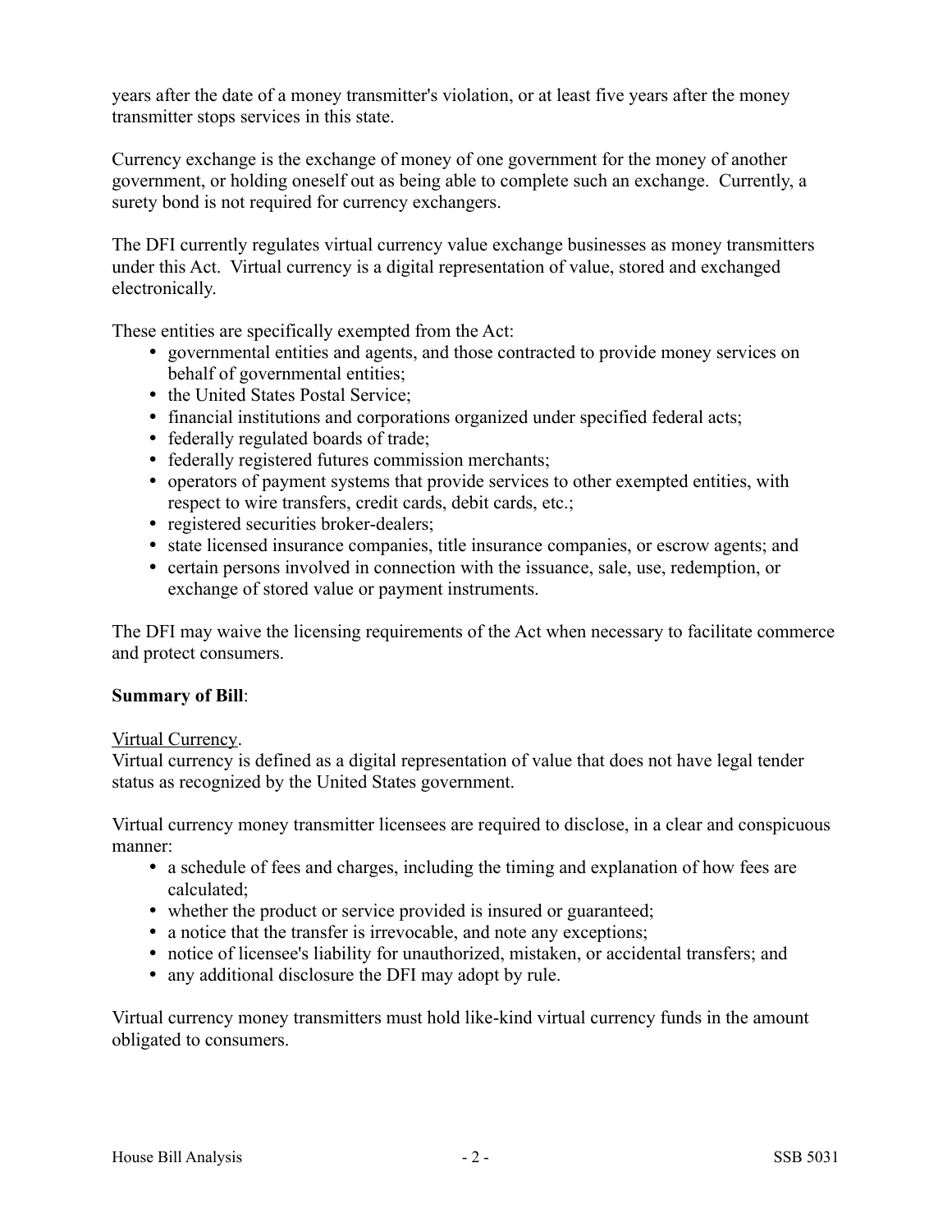years after the date of a money transmitter's violation, or at least five years after the money transmitter stops services in this state.

Currency exchange is the exchange of money of one government for the money of another government, or holding oneself out as being able to complete such an exchange. Currently, a surety bond is not required for currency exchangers.

The DFI currently regulates virtual currency value exchange businesses as money transmitters under this Act. Virtual currency is a digital representation of value, stored and exchanged electronically.

These entities are specifically exempted from the Act:

- governmental entities and agents, and those contracted to provide money services on behalf of governmental entities;
- the United States Postal Service;
- financial institutions and corporations organized under specified federal acts;
- federally regulated boards of trade;
- federally registered futures commission merchants;
- operators of payment systems that provide services to other exempted entities, with respect to wire transfers, credit cards, debit cards, etc.;
- registered securities broker-dealers;
- state licensed insurance companies, title insurance companies, or escrow agents; and
- certain persons involved in connection with the issuance, sale, use, redemption, or exchange of stored value or payment instruments.

The DFI may waive the licensing requirements of the Act when necessary to facilitate commerce and protect consumers.

**Summary of Bill**:

Virtual Currency.
Virtual currency is defined as a digital representation of value that does not have legal tender status as recognized by the United States government.

Virtual currency money transmitter licensees are required to disclose, in a clear and conspicuous manner:

- a schedule of fees and charges, including the timing and explanation of how fees are calculated;
- whether the product or service provided is insured or guaranteed;
- a notice that the transfer is irrevocable, and note any exceptions;
- notice of licensee's liability for unauthorized, mistaken, or accidental transfers; and
- any additional disclosure the DFI may adopt by rule.

Virtual currency money transmitters must hold like-kind virtual currency funds in the amount obligated to consumers.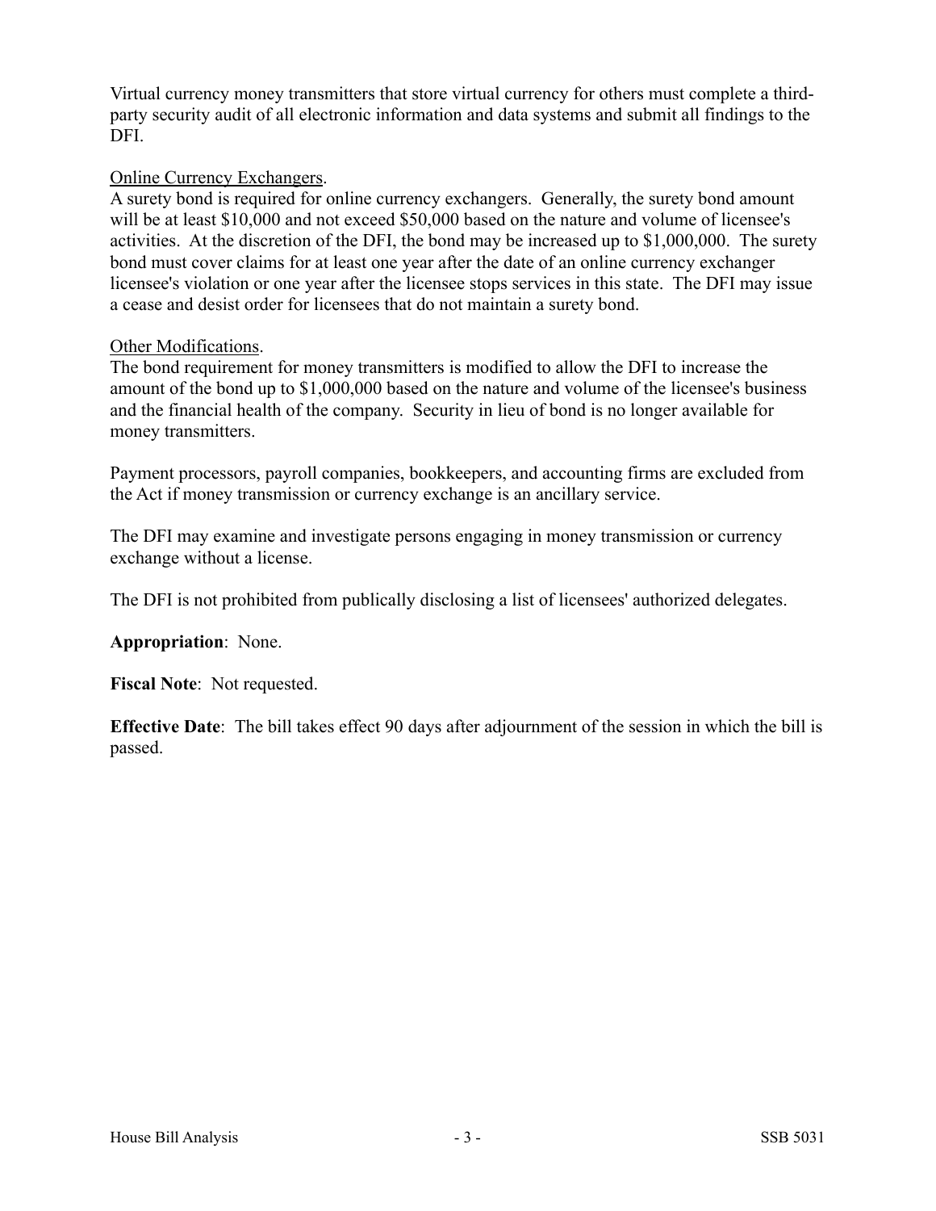Virtual currency money transmitters that store virtual currency for others must complete a third-party security audit of all electronic information and data systems and submit all findings to the DFI.

Online Currency Exchangers.

A surety bond is required for online currency exchangers. Generally, the surety bond amount will be at least $10,000 and not exceed $50,000 based on the nature and volume of licensee's activities. At the discretion of the DFI, the bond may be increased up to $1,000,000. The surety bond must cover claims for at least one year after the date of an online currency exchanger licensee's violation or one year after the licensee stops services in this state. The DFI may issue a cease and desist order for licensees that do not maintain a surety bond.

Other Modifications.

The bond requirement for money transmitters is modified to allow the DFI to increase the amount of the bond up to $1,000,000 based on the nature and volume of the licensee's business and the financial health of the company. Security in lieu of bond is no longer available for money transmitters.

Payment processors, payroll companies, bookkeepers, and accounting firms are excluded from the Act if money transmission or currency exchange is an ancillary service.

The DFI may examine and investigate persons engaging in money transmission or currency exchange without a license.

The DFI is not prohibited from publically disclosing a list of licensees' authorized delegates.

**Appropriation**: None.

**Fiscal Note**: Not requested.

**Effective Date**: The bill takes effect 90 days after adjournment of the session in which the bill is passed.